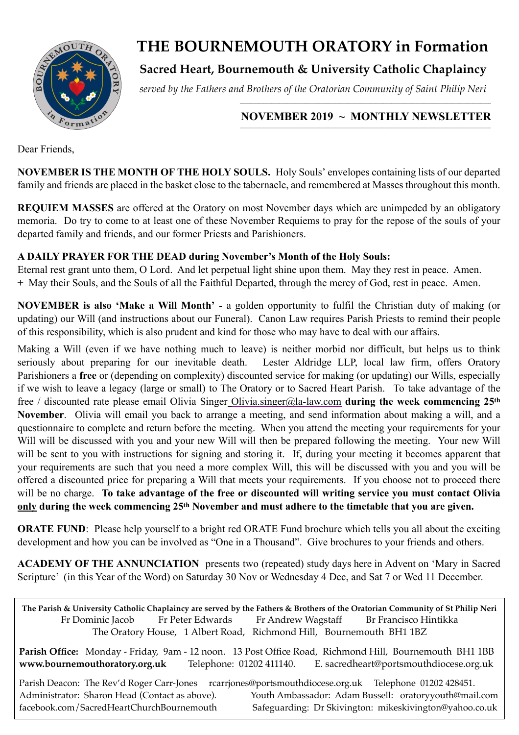# THE BOURNEMOUTH ORATORY in Formation

## Sacred Heart, Bournemouth & University Catholic Chaplaincy

*served by the Fathers and Brothers of the Oratorian Community of Saint Philip Neri*

### NOVEMBER 2019 ~ MONTHLY NEWSLETTER

Dear Friends,

**NOVEMBER IS THE MONTH OF THE HOLY SOULS.** Holy Souls' envelopes containing lists of our departed family and friends are placed in the basket close to the tabernacle, and remembered at Masses throughout this month.

**REQUIEM MASSES** are offered at the Oratory on most November days which are unimpeded by an obligatory memoria. Do try to come to at least one of these November Requiems to pray for the repose of the souls of your departed family and friends, and our former Priests and Parishioners.

**A DAILY PRAYER FOR THE DEAD during November's Month of the Holy Souls:**
Eternal rest grant unto them, O Lord. And let perpetual light shine upon them. May they rest in peace. Amen.
+ May their Souls, and the Souls of all the Faithful Departed, through the mercy of God, rest in peace. Amen.

**NOVEMBER is also 'Make a Will Month'** - a golden opportunity to fulfil the Christian duty of making (or updating) our Will (and instructions about our Funeral). Canon Law requires Parish Priests to remind their people of this responsibility, which is also prudent and kind for those who may have to deal with our affairs.

Making a Will (even if we have nothing much to leave) is neither morbid nor difficult, but helps us to think seriously about preparing for our inevitable death. Lester Aldridge LLP, local law firm, offers Oratory Parishioners a **free** or (depending on complexity) discounted service for making (or updating) our Wills, especially if we wish to leave a legacy (large or small) to The Oratory or to Sacred Heart Parish. To take advantage of the free / discounted rate please email Olivia Singer Olivia.singer@la-law.com **during the week commencing 25th November**. Olivia will email you back to arrange a meeting, and send information about making a will, and a questionnaire to complete and return before the meeting. When you attend the meeting your requirements for your Will will be discussed with you and your new Will will then be prepared following the meeting. Your new Will will be sent to you with instructions for signing and storing it. If, during your meeting it becomes apparent that your requirements are such that you need a more complex Will, this will be discussed with you and you will be offered a discounted price for preparing a Will that meets your requirements. If you choose not to proceed there will be no charge. **To take advantage of the free or discounted will writing service you must contact Olivia only during the week commencing 25th November and must adhere to the timetable that you are given.**

**ORATE FUND**: Please help yourself to a bright red ORATE Fund brochure which tells you all about the exciting development and how you can be involved as "One in a Thousand". Give brochures to your friends and others.

**ACADEMY OF THE ANNUNCIATION** presents two (repeated) study days here in Advent on 'Mary in Sacred Scripture' (in this Year of the Word) on Saturday 30 Nov or Wednesday 4 Dec, and Sat 7 or Wed 11 December.

---

**The Parish & University Catholic Chaplaincy are served by the Fathers & Brothers of the Oratorian Community of St Philip Neri**
Fr Dominic Jacob   Fr Peter Edwards   Fr Andrew Wagstaff   Br Francisco Hintikka
The Oratory House, 1 Albert Road, Richmond Hill, Bournemouth BH1 1BZ

**Parish Office:** Monday - Friday, 9am - 12 noon. 13 Post Office Road, Richmond Hill, Bournemouth BH1 1BB
**www.bournemouthoratory.org.uk**   Telephone: 01202 411140.   E. sacredheart@portsmouthdiocese.org.uk

Parish Deacon: The Rev'd Roger Carr-Jones   rcarrjones@portsmouthdiocese.org.uk   Telephone 01202 428451.
Administrator: Sharon Head (Contact as above).   Youth Ambassador: Adam Bussell: oratoryyouth@mail.com
facebook.com/SacredHeartChurchBournemouth   Safeguarding: Dr Skivington: mikeskivington@yahoo.co.uk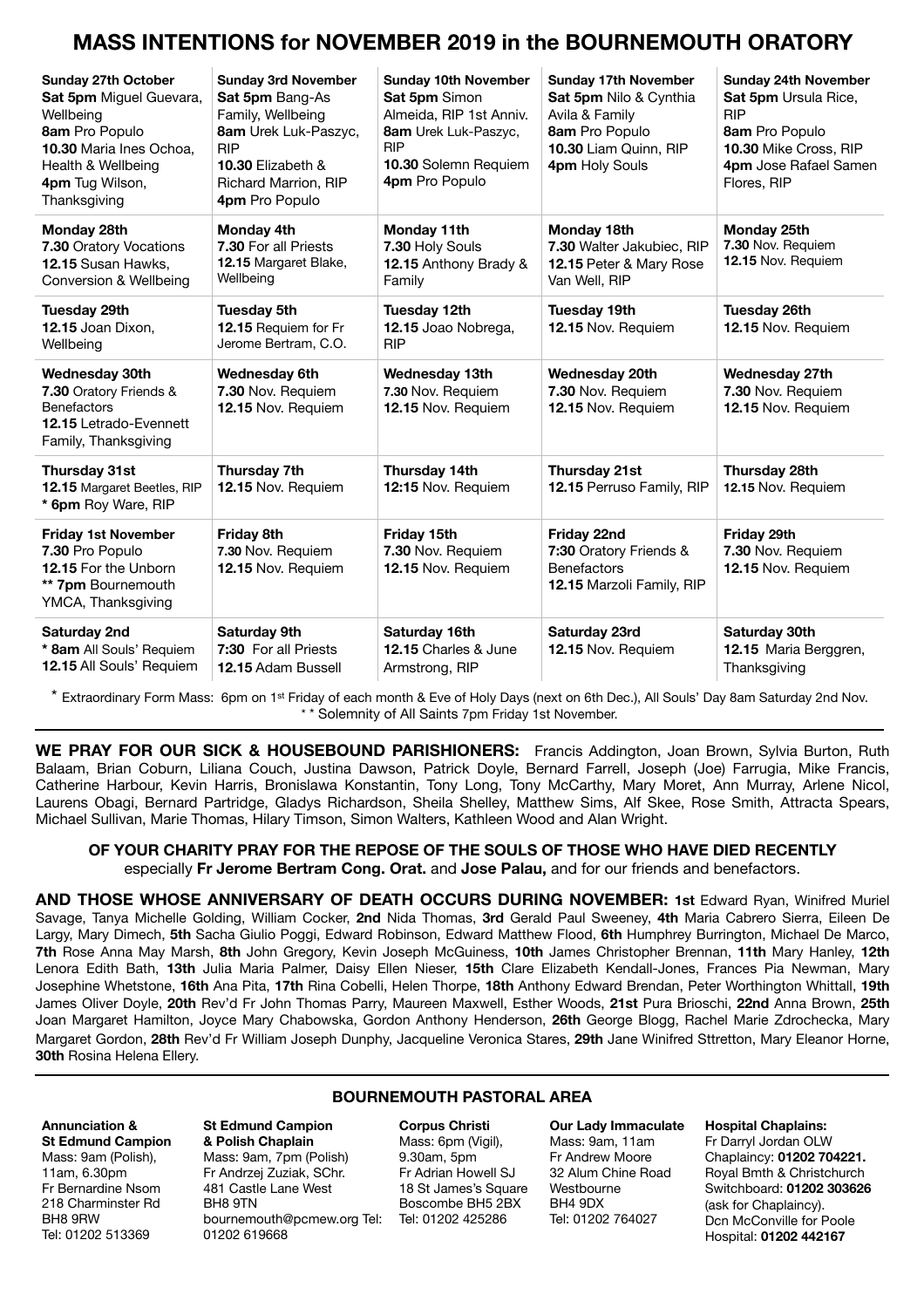# MASS INTENTIONS for NOVEMBER 2019 in the BOURNEMOUTH ORATORY

| | | | | |
|---|---|---|---|---|
| **Sunday 27th October**<br>**Sat 5pm** Miguel Guevara, Wellbeing<br>**8am** Pro Populo<br>**10.30** Maria Ines Ochoa, Health & Wellbeing<br>**4pm** Tug Wilson, Thanksgiving | **Sunday 3rd November**<br>**Sat 5pm** Bang-As Family, Wellbeing<br>**8am** Urek Luk-Paszyc, RIP<br>**10.30** Elizabeth & Richard Marrion, RIP<br>**4pm** Pro Populo | **Sunday 10th November**<br>**Sat 5pm** Simon Almeida, RIP 1st Anniv.<br>**8am** Urek Luk-Paszyc, RIP<br>**10.30** Solemn Requiem<br>**4pm** Pro Populo | **Sunday 17th November**<br>**Sat 5pm** Nilo & Cynthia Avila & Family<br>**8am** Pro Populo<br>**10.30** Liam Quinn, RIP<br>**4pm** Holy Souls | **Sunday 24th November**<br>**Sat 5pm** Ursula Rice, RIP<br>**8am** Pro Populo<br>**10.30** Mike Cross, RIP<br>**4pm** Jose Rafael Samen Flores, RIP |
| **Monday 28th**<br>**7.30** Oratory Vocations<br>**12.15** Susan Hawks, Conversion & Wellbeing | **Monday 4th**<br>**7.30** For all Priests<br>**12.15** Margaret Blake, Wellbeing | **Monday 11th**<br>**7.30** Holy Souls<br>**12.15** Anthony Brady & Family | **Monday 18th**<br>**7.30** Walter Jakubiec, RIP<br>**12.15** Peter & Mary Rose Van Well, RIP | **Monday 25th**<br>**7.30** Nov. Requiem<br>**12.15** Nov. Requiem |
| **Tuesday 29th**<br>**12.15** Joan Dixon, Wellbeing | **Tuesday 5th**<br>**12.15** Requiem for Fr Jerome Bertram, C.O. | **Tuesday 12th**<br>**12.15** Joao Nobrega, RIP | **Tuesday 19th**<br>**12.15** Nov. Requiem | **Tuesday 26th**<br>**12.15** Nov. Requiem |
| **Wednesday 30th**<br>**7.30** Oratory Friends & Benefactors<br>**12.15** Letrado-Evennett Family, Thanksgiving | **Wednesday 6th**<br>**7.30** Nov. Requiem<br>**12.15** Nov. Requiem | **Wednesday 13th**<br>**7.30** Nov. Requiem<br>**12.15** Nov. Requiem | **Wednesday 20th**<br>**7.30** Nov. Requiem<br>**12.15** Nov. Requiem | **Wednesday 27th**<br>**7.30** Nov. Requiem<br>**12.15** Nov. Requiem |
| **Thursday 31st**<br>**12.15** Margaret Beetles, RIP<br>* **6pm** Roy Ware, RIP | **Thursday 7th**<br>**12.15** Nov. Requiem | **Thursday 14th**<br>**12:15** Nov. Requiem | **Thursday 21st**<br>**12.15** Perruso Family, RIP | **Thursday 28th**<br>**12.15** Nov. Requiem |
| **Friday 1st November**<br>**7.30** Pro Populo<br>**12.15** For the Unborn<br>** **7pm** Bournemouth YMCA, Thanksgiving | **Friday 8th**<br>**7.30** Nov. Requiem<br>**12.15** Nov. Requiem | **Friday 15th**<br>**7.30** Nov. Requiem<br>**12.15** Nov. Requiem | **Friday 22nd**<br>**7:30** Oratory Friends & Benefactors<br>**12.15** Marzoli Family, RIP | **Friday 29th**<br>**7.30** Nov. Requiem<br>**12.15** Nov. Requiem |
| **Saturday 2nd**<br>* **8am** All Souls' Requiem<br>**12.15** All Souls' Requiem | **Saturday 9th**<br>**7:30** For all Priests<br>**12.15** Adam Bussell | **Saturday 16th**<br>**12.15** Charles & June Armstrong, RIP | **Saturday 23rd**<br>**12.15** Nov. Requiem | **Saturday 30th**<br>**12.15** Maria Berggren, Thanksgiving |

* Extraordinary Form Mass: 6pm on 1st Friday of each month & Eve of Holy Days (next on 6th Dec.), All Souls' Day 8am Saturday 2nd Nov.
** Solemnity of All Saints 7pm Friday 1st November.

**WE PRAY FOR OUR SICK & HOUSEBOUND PARISHIONERS:** Francis Addington, Joan Brown, Sylvia Burton, Ruth Balaam, Brian Coburn, Liliana Couch, Justina Dawson, Patrick Doyle, Bernard Farrell, Joseph (Joe) Farrugia, Mike Francis, Catherine Harbour, Kevin Harris, Bronislawa Konstantin, Tony Long, Tony McCarthy, Mary Moret, Ann Murray, Arlene Nicol, Laurens Obagi, Bernard Partridge, Gladys Richardson, Sheila Shelley, Matthew Sims, Alf Skee, Rose Smith, Attracta Spears, Michael Sullivan, Marie Thomas, Hilary Timson, Simon Walters, Kathleen Wood and Alan Wright.

**OF YOUR CHARITY PRAY FOR THE REPOSE OF THE SOULS OF THOSE WHO HAVE DIED RECENTLY**
especially **Fr Jerome Bertram Cong. Orat.** and **Jose Palau,** and for our friends and benefactors.

**AND THOSE WHOSE ANNIVERSARY OF DEATH OCCURS DURING NOVEMBER: 1st** Edward Ryan, Winifred Muriel Savage, Tanya Michelle Golding, William Cocker, **2nd** Nida Thomas, **3rd** Gerald Paul Sweeney, **4th** Maria Cabrero Sierra, Eileen De Largy, Mary Dimech, **5th** Sacha Giulio Poggi, Edward Robinson, Edward Matthew Flood, **6th** Humphrey Burrington, Michael De Marco, **7th** Rose Anna May Marsh, **8th** John Gregory, Kevin Joseph McGuiness, **10th** James Christopher Brennan, **11th** Mary Hanley, **12th** Lenora Edith Bath, **13th** Julia Maria Palmer, Daisy Ellen Nieser, **15th** Clare Elizabeth Kendall-Jones, Frances Pia Newman, Mary Josephine Whetstone, **16th** Ana Pita, **17th** Rina Cobelli, Helen Thorpe, **18th** Anthony Edward Brendan, Peter Worthington Whittall, **19th** James Oliver Doyle, **20th** Rev'd Fr John Thomas Parry, Maureen Maxwell, Esther Woods, **21st** Pura Brioschi, **22nd** Anna Brown, **25th** Joan Margaret Hamilton, Joyce Mary Chabowska, Gordon Anthony Henderson, **26th** George Blogg, Rachel Marie Zdrochecka, Mary Margaret Gordon, **28th** Rev'd Fr William Joseph Dunphy, Jacqueline Veronica Stares, **29th** Jane Winifred Sttretton, Mary Eleanor Horne, **30th** Rosina Helena Ellery.

## BOURNEMOUTH PASTORAL AREA

**Annunciation & St Edmund Campion**
Mass: 9am (Polish), 11am, 6.30pm
Fr Bernardine Nsom
218 Charminster Rd
BH8 9RW
Tel: 01202 513369

**St Edmund Campion & Polish Chaplain**
Mass: 9am, 7pm (Polish)
Fr Andrzej Zuziak, SChr.
481 Castle Lane West
BH8 9TN
bournemouth@pcmew.org Tel: 01202 619668

**Corpus Christi**
Mass: 6pm (Vigil), 9.30am, 5pm
Fr Adrian Howell SJ
18 St James's Square
Boscombe BH5 2BX
Tel: 01202 425286

**Our Lady Immaculate**
Mass: 9am, 11am
Fr Andrew Moore
32 Alum Chine Road
Westbourne
BH4 9DX
Tel: 01202 764027

**Hospital Chaplains:**
Fr Darryl Jordan OLW
Chaplaincy: **01202 704221.**
Royal Bmth & Christchurch Switchboard: **01202 303626** (ask for Chaplaincy).
Dcn McConville for Poole Hospital: **01202 442167**